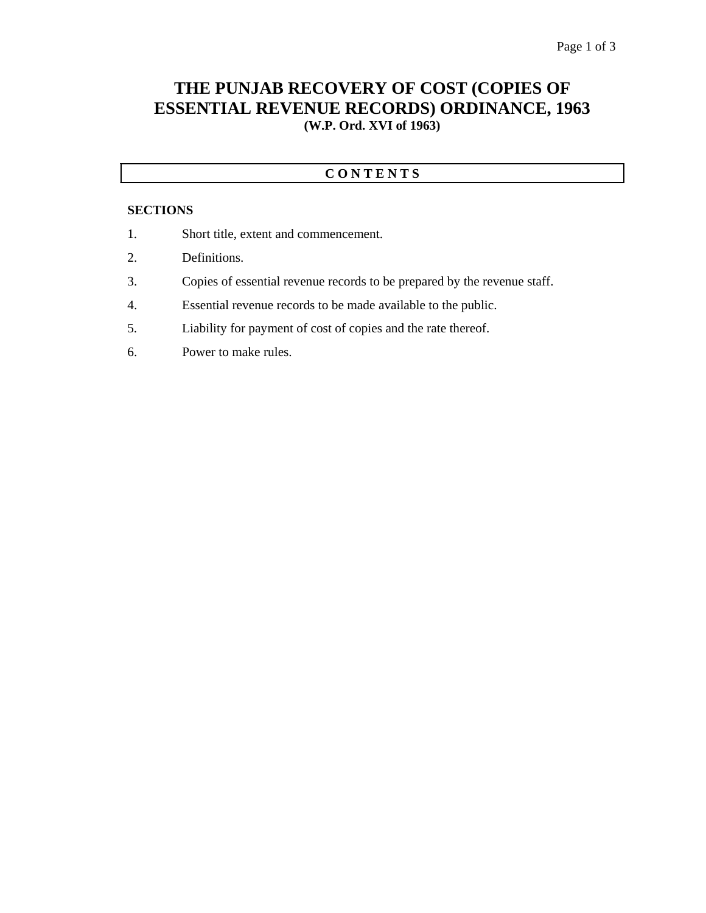# THE PUNJAB RECOVERY OF COST (COPIES OF ESSENTIAL REVENUE RECORDS) ORDINANCE, 1963

**(W.P. Ord. XVI of 1963)**

## C O N T E N T S

**SECTIONS**

1. Short title, extent and commencement.
2. Definitions.
3. Copies of essential revenue records to be prepared by the revenue staff.
4. Essential revenue records to be made available to the public.
5. Liability for payment of cost of copies and the rate thereof.
6. Power to make rules.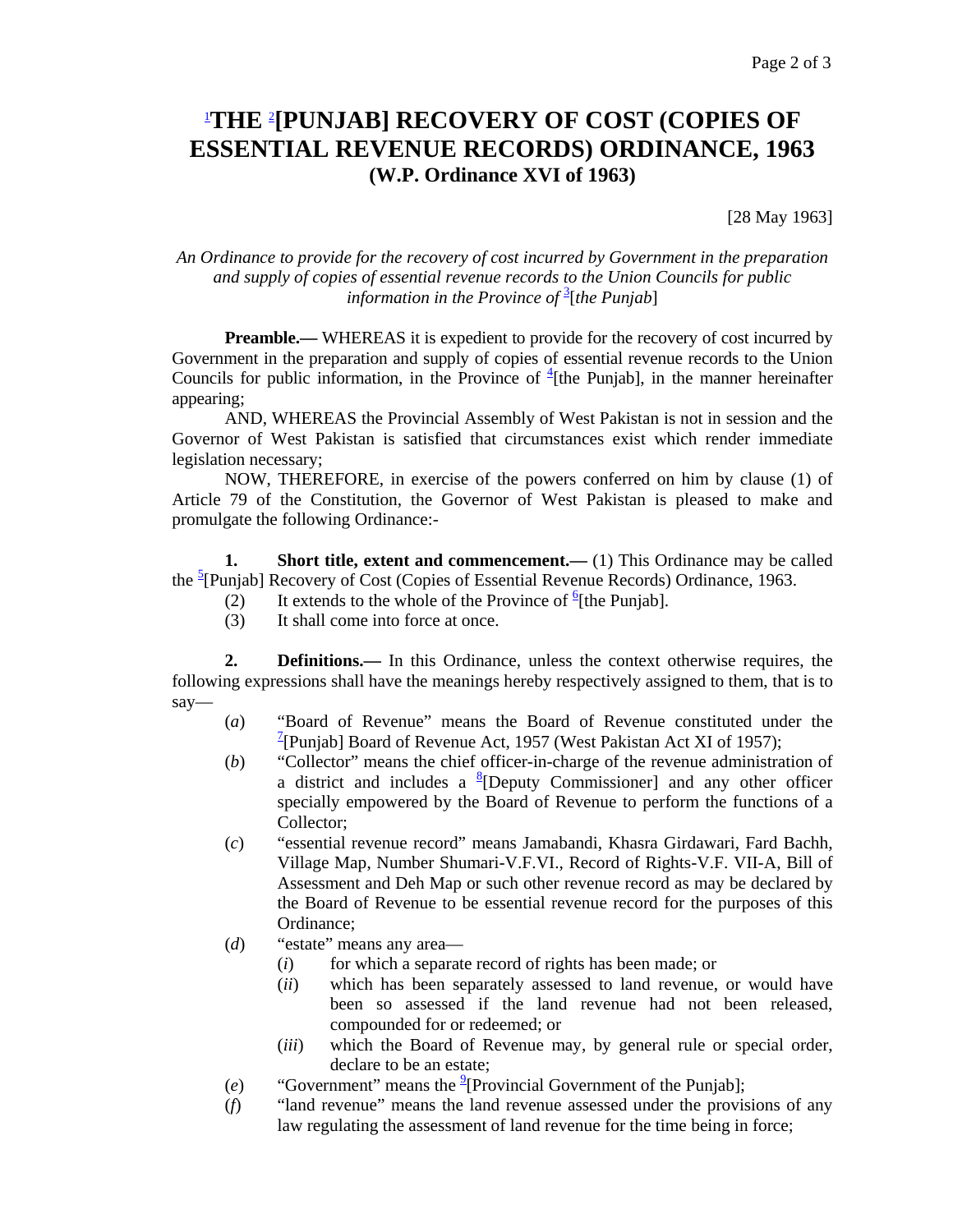# [1]THE [2][PUNJAB] RECOVERY OF COST (COPIES OF ESSENTIAL REVENUE RECORDS) ORDINANCE, 1963

**(W.P. Ordinance XVI of 1963)**

[28 May 1963]

*An Ordinance to provide for the recovery of cost incurred by Government in the preparation and supply of copies of essential revenue records to the Union Councils for public information in the Province of* [3][*the Punjab*]

**Preamble.—** WHEREAS it is expedient to provide for the recovery of cost incurred by Government in the preparation and supply of copies of essential revenue records to the Union Councils for public information, in the Province of [4][the Punjab], in the manner hereinafter appearing;

AND, WHEREAS the Provincial Assembly of West Pakistan is not in session and the Governor of West Pakistan is satisfied that circumstances exist which render immediate legislation necessary;

NOW, THEREFORE, in exercise of the powers conferred on him by clause (1) of Article 79 of the Constitution, the Governor of West Pakistan is pleased to make and promulgate the following Ordinance:-

**1. Short title, extent and commencement.—** (1) This Ordinance may be called the [5][Punjab] Recovery of Cost (Copies of Essential Revenue Records) Ordinance, 1963.

(2) It extends to the whole of the Province of [6][the Punjab].

(3) It shall come into force at once.

**2. Definitions.—** In this Ordinance, unless the context otherwise requires, the following expressions shall have the meanings hereby respectively assigned to them, that is to say—

(*a*) "Board of Revenue" means the Board of Revenue constituted under the [7][Punjab] Board of Revenue Act, 1957 (West Pakistan Act XI of 1957);

(*b*) "Collector" means the chief officer-in-charge of the revenue administration of a district and includes a [8][Deputy Commissioner] and any other officer specially empowered by the Board of Revenue to perform the functions of a Collector;

(*c*) "essential revenue record" means Jamabandi, Khasra Girdawari, Fard Bachh, Village Map, Number Shumari-V.F.VI., Record of Rights-V.F. VII-A, Bill of Assessment and Deh Map or such other revenue record as may be declared by the Board of Revenue to be essential revenue record for the purposes of this Ordinance;

(*d*) "estate" means any area—

(*i*) for which a separate record of rights has been made; or

(*ii*) which has been separately assessed to land revenue, or would have been so assessed if the land revenue had not been released, compounded for or redeemed; or

(*iii*) which the Board of Revenue may, by general rule or special order, declare to be an estate;

(*e*) "Government" means the [9][Provincial Government of the Punjab];

(*f*) "land revenue" means the land revenue assessed under the provisions of any law regulating the assessment of land revenue for the time being in force;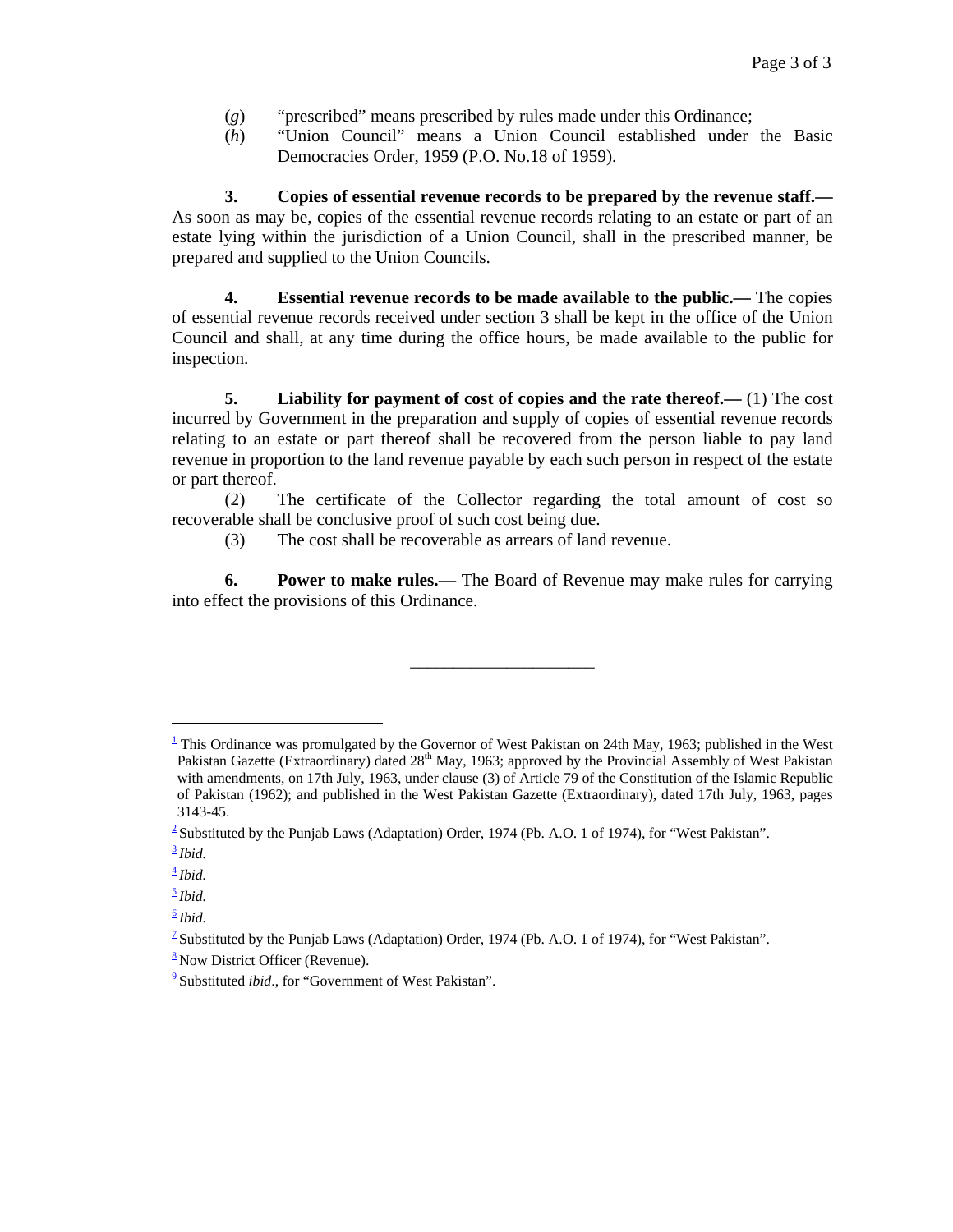(*g*) "prescribed" means prescribed by rules made under this Ordinance;

(*h*) "Union Council" means a Union Council established under the Basic Democracies Order, 1959 (P.O. No.18 of 1959).

**3. Copies of essential revenue records to be prepared by the revenue staff.—** As soon as may be, copies of the essential revenue records relating to an estate or part of an estate lying within the jurisdiction of a Union Council, shall in the prescribed manner, be prepared and supplied to the Union Councils.

**4. Essential revenue records to be made available to the public.—** The copies of essential revenue records received under section 3 shall be kept in the office of the Union Council and shall, at any time during the office hours, be made available to the public for inspection.

**5. Liability for payment of cost of copies and the rate thereof.—** (1) The cost incurred by Government in the preparation and supply of copies of essential revenue records relating to an estate or part thereof shall be recovered from the person liable to pay land revenue in proportion to the land revenue payable by each such person in respect of the estate or part thereof.

(2) The certificate of the Collector regarding the total amount of cost so recoverable shall be conclusive proof of such cost being due.

(3) The cost shall be recoverable as arrears of land revenue.

**6. Power to make rules.—** The Board of Revenue may make rules for carrying into effect the provisions of this Ordinance.

---

[1] This Ordinance was promulgated by the Governor of West Pakistan on 24th May, 1963; published in the West Pakistan Gazette (Extraordinary) dated 28th May, 1963; approved by the Provincial Assembly of West Pakistan with amendments, on 17th July, 1963, under clause (3) of Article 79 of the Constitution of the Islamic Republic of Pakistan (1962); and published in the West Pakistan Gazette (Extraordinary), dated 17th July, 1963, pages 3143-45.

[2] Substituted by the Punjab Laws (Adaptation) Order, 1974 (Pb. A.O. 1 of 1974), for "West Pakistan".

[3] *Ibid.*

[4] *Ibid.*

[5] *Ibid.*

[6] *Ibid.*

[7] Substituted by the Punjab Laws (Adaptation) Order, 1974 (Pb. A.O. 1 of 1974), for "West Pakistan".

[8] Now District Officer (Revenue).

[9] Substituted *ibid*., for "Government of West Pakistan".